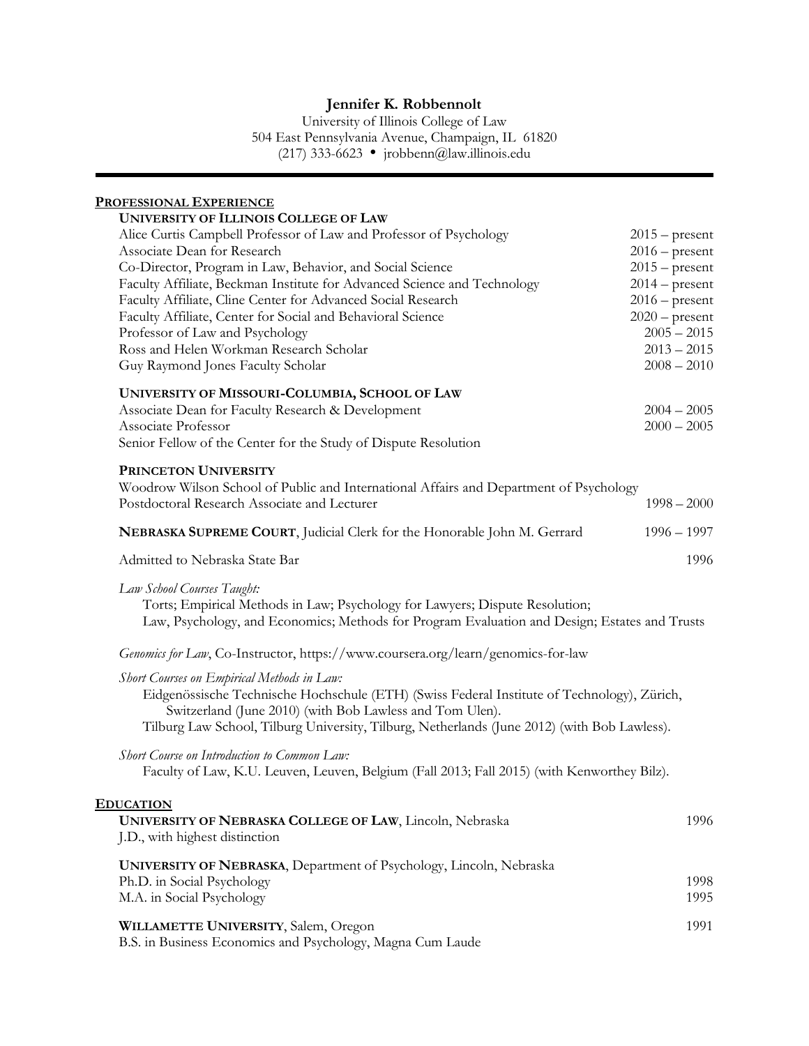# Jennifer K. Robbennolt

University of Illinois College of Law
504 East Pennsylvania Avenue, Champaign, IL 61820
(217) 333-6623 • jrobbenn@law.illinois.edu

---

## PROFESSIONAL EXPERIENCE

### UNIVERSITY OF ILLINOIS COLLEGE OF LAW

| | |
|---|---|
| Alice Curtis Campbell Professor of Law and Professor of Psychology | 2015 – present |
| Associate Dean for Research | 2016 – present |
| Co-Director, Program in Law, Behavior, and Social Science | 2015 – present |
| Faculty Affiliate, Beckman Institute for Advanced Science and Technology | 2014 – present |
| Faculty Affiliate, Cline Center for Advanced Social Research | 2016 – present |
| Faculty Affiliate, Center for Social and Behavioral Science | 2020 – present |
| Professor of Law and Psychology | 2005 – 2015 |
| Ross and Helen Workman Research Scholar | 2013 – 2015 |
| Guy Raymond Jones Faculty Scholar | 2008 – 2010 |

### UNIVERSITY OF MISSOURI-COLUMBIA, SCHOOL OF LAW

| | |
|---|---|
| Associate Dean for Faculty Research & Development | 2004 – 2005 |
| Associate Professor | 2000 – 2005 |
| Senior Fellow of the Center for the Study of Dispute Resolution | |

### PRINCETON UNIVERSITY

Woodrow Wilson School of Public and International Affairs and Department of Psychology
Postdoctoral Research Associate and Lecturer — 1998 – 2000

**NEBRASKA SUPREME COURT**, Judicial Clerk for the Honorable John M. Gerrard — 1996 – 1997

Admitted to Nebraska State Bar — 1996

*Law School Courses Taught:*
Torts; Empirical Methods in Law; Psychology for Lawyers; Dispute Resolution; Law, Psychology, and Economics; Methods for Program Evaluation and Design; Estates and Trusts

*Genomics for Law*, Co-Instructor, https://www.coursera.org/learn/genomics-for-law

*Short Courses on Empirical Methods in Law:*
- Eidgenössische Technische Hochschule (ETH) (Swiss Federal Institute of Technology), Zürich, Switzerland (June 2010) (with Bob Lawless and Tom Ulen).
- Tilburg Law School, Tilburg University, Tilburg, Netherlands (June 2012) (with Bob Lawless).

*Short Course on Introduction to Common Law:*
Faculty of Law, K.U. Leuven, Leuven, Belgium (Fall 2013; Fall 2015) (with Kenworthey Bilz).

## EDUCATION

**UNIVERSITY OF NEBRASKA COLLEGE OF LAW**, Lincoln, Nebraska — 1996
J.D., with highest distinction

**UNIVERSITY OF NEBRASKA**, Department of Psychology, Lincoln, Nebraska
Ph.D. in Social Psychology — 1998
M.A. in Social Psychology — 1995

**WILLAMETTE UNIVERSITY**, Salem, Oregon — 1991
B.S. in Business Economics and Psychology, Magna Cum Laude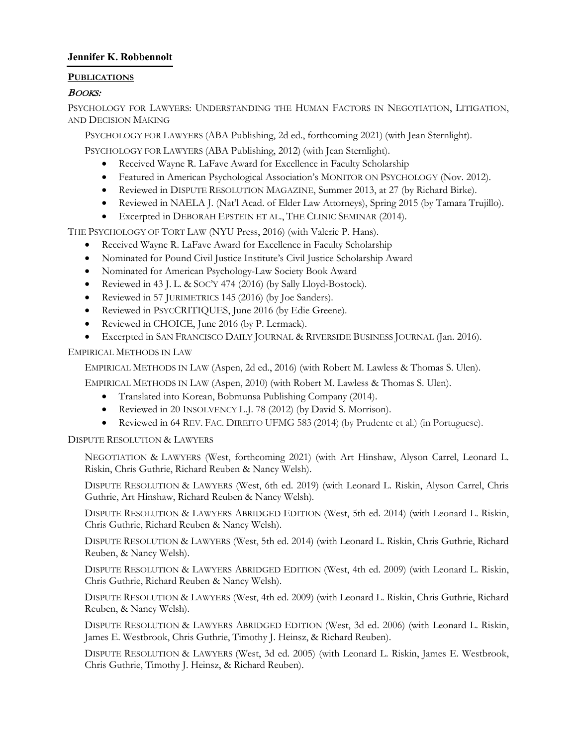**Jennifer K. Robbennolt**

**PUBLICATIONS**

*BOOKS:*

PSYCHOLOGY FOR LAWYERS: UNDERSTANDING THE HUMAN FACTORS IN NEGOTIATION, LITIGATION, AND DECISION MAKING

PSYCHOLOGY FOR LAWYERS (ABA Publishing, 2d ed., forthcoming 2021) (with Jean Sternlight).

PSYCHOLOGY FOR LAWYERS (ABA Publishing, 2012) (with Jean Sternlight).

- Received Wayne R. LaFave Award for Excellence in Faculty Scholarship
- Featured in American Psychological Association's MONITOR ON PSYCHOLOGY (Nov. 2012).
- Reviewed in DISPUTE RESOLUTION MAGAZINE, Summer 2013, at 27 (by Richard Birke).
- Reviewed in NAELA J. (Nat'l Acad. of Elder Law Attorneys), Spring 2015 (by Tamara Trujillo).
- Excerpted in DEBORAH EPSTEIN ET AL., THE CLINIC SEMINAR (2014).

THE PSYCHOLOGY OF TORT LAW (NYU Press, 2016) (with Valerie P. Hans).

- Received Wayne R. LaFave Award for Excellence in Faculty Scholarship
- Nominated for Pound Civil Justice Institute's Civil Justice Scholarship Award
- Nominated for American Psychology-Law Society Book Award
- Reviewed in 43 J. L. & SOC'Y 474 (2016) (by Sally Lloyd-Bostock).
- Reviewed in 57 JURIMETRICS 145 (2016) (by Joe Sanders).
- Reviewed in PSYCCRITIQUES, June 2016 (by Edie Greene).
- Reviewed in CHOICE, June 2016 (by P. Lermack).
- Excerpted in SAN FRANCISCO DAILY JOURNAL & RIVERSIDE BUSINESS JOURNAL (Jan. 2016).

EMPIRICAL METHODS IN LAW

EMPIRICAL METHODS IN LAW (Aspen, 2d ed., 2016) (with Robert M. Lawless & Thomas S. Ulen).

EMPIRICAL METHODS IN LAW (Aspen, 2010) (with Robert M. Lawless & Thomas S. Ulen).

- Translated into Korean, Bobmunsa Publishing Company (2014).
- Reviewed in 20 INSOLVENCY L.J. 78 (2012) (by David S. Morrison).
- Reviewed in 64 REV. FAC. DIREITO UFMG 583 (2014) (by Prudente et al.) (in Portuguese).

DISPUTE RESOLUTION & LAWYERS

NEGOTIATION & LAWYERS (West, forthcoming 2021) (with Art Hinshaw, Alyson Carrel, Leonard L. Riskin, Chris Guthrie, Richard Reuben & Nancy Welsh).

DISPUTE RESOLUTION & LAWYERS (West, 6th ed. 2019) (with Leonard L. Riskin, Alyson Carrel, Chris Guthrie, Art Hinshaw, Richard Reuben & Nancy Welsh).

DISPUTE RESOLUTION & LAWYERS ABRIDGED EDITION (West, 5th ed. 2014) (with Leonard L. Riskin, Chris Guthrie, Richard Reuben & Nancy Welsh).

DISPUTE RESOLUTION & LAWYERS (West, 5th ed. 2014) (with Leonard L. Riskin, Chris Guthrie, Richard Reuben, & Nancy Welsh).

DISPUTE RESOLUTION & LAWYERS ABRIDGED EDITION (West, 4th ed. 2009) (with Leonard L. Riskin, Chris Guthrie, Richard Reuben & Nancy Welsh).

DISPUTE RESOLUTION & LAWYERS (West, 4th ed. 2009) (with Leonard L. Riskin, Chris Guthrie, Richard Reuben, & Nancy Welsh).

DISPUTE RESOLUTION & LAWYERS ABRIDGED EDITION (West, 3d ed. 2006) (with Leonard L. Riskin, James E. Westbrook, Chris Guthrie, Timothy J. Heinsz, & Richard Reuben).

DISPUTE RESOLUTION & LAWYERS (West, 3d ed. 2005) (with Leonard L. Riskin, James E. Westbrook, Chris Guthrie, Timothy J. Heinsz, & Richard Reuben).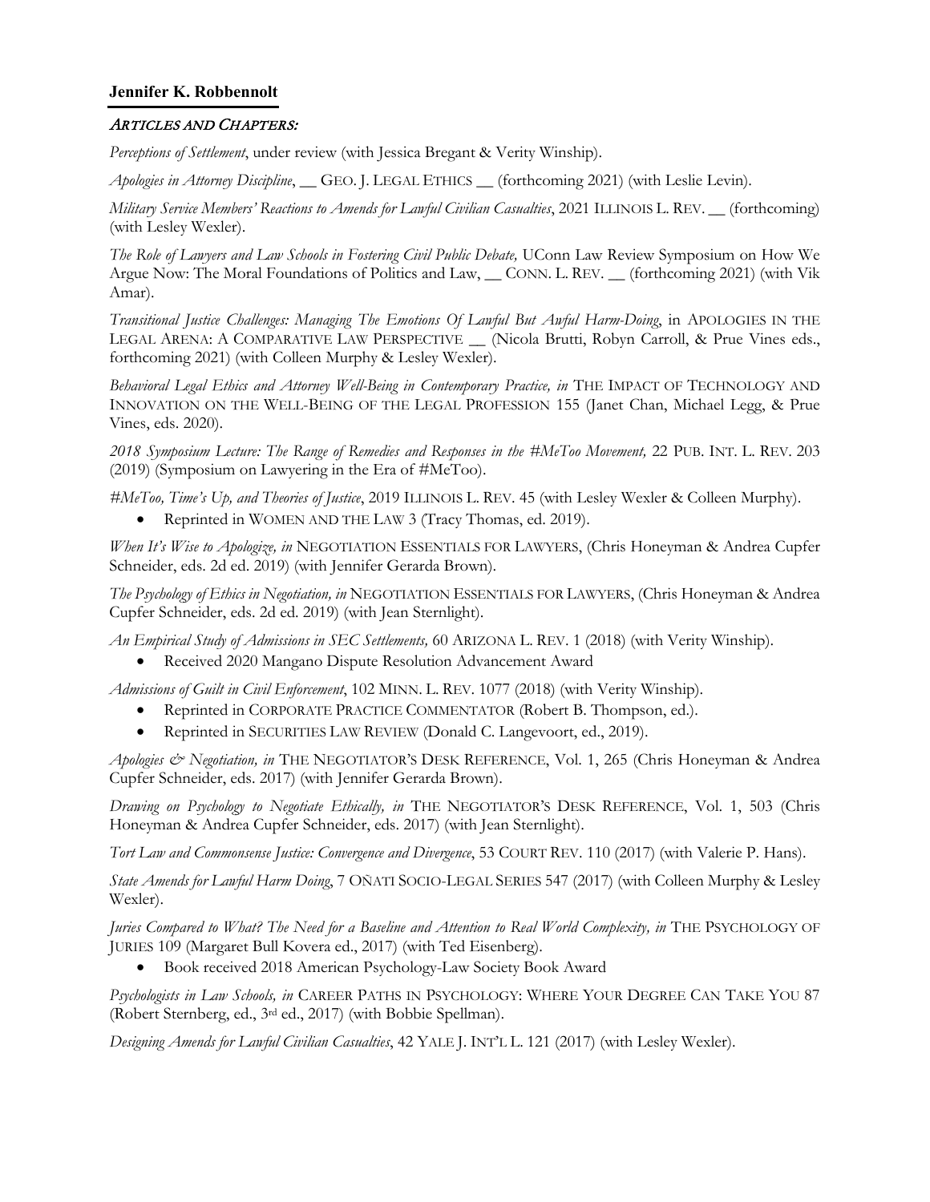**Jennifer K. Robbennolt**

## *ARTICLES AND CHAPTERS:*

*Perceptions of Settlement*, under review (with Jessica Bregant & Verity Winship).

*Apologies in Attorney Discipline*, __ GEO. J. LEGAL ETHICS __ (forthcoming 2021) (with Leslie Levin).

*Military Service Members' Reactions to Amends for Lawful Civilian Casualties*, 2021 ILLINOIS L. REV. __ (forthcoming) (with Lesley Wexler).

*The Role of Lawyers and Law Schools in Fostering Civil Public Debate,* UConn Law Review Symposium on How We Argue Now: The Moral Foundations of Politics and Law, __ CONN. L. REV. __ (forthcoming 2021) (with Vik Amar).

*Transitional Justice Challenges: Managing The Emotions Of Lawful But Awful Harm-Doing*, in APOLOGIES IN THE LEGAL ARENA: A COMPARATIVE LAW PERSPECTIVE __ (Nicola Brutti, Robyn Carroll, & Prue Vines eds., forthcoming 2021) (with Colleen Murphy & Lesley Wexler).

*Behavioral Legal Ethics and Attorney Well-Being in Contemporary Practice, in* THE IMPACT OF TECHNOLOGY AND INNOVATION ON THE WELL-BEING OF THE LEGAL PROFESSION 155 (Janet Chan, Michael Legg, & Prue Vines, eds. 2020).

*2018 Symposium Lecture: The Range of Remedies and Responses in the #MeToo Movement,* 22 PUB. INT. L. REV. 203 (2019) (Symposium on Lawyering in the Era of #MeToo).

*#MeToo, Time's Up, and Theories of Justice*, 2019 ILLINOIS L. REV. 45 (with Lesley Wexler & Colleen Murphy).

- Reprinted in WOMEN AND THE LAW 3 (Tracy Thomas, ed. 2019).

*When It's Wise to Apologize, in* NEGOTIATION ESSENTIALS FOR LAWYERS, (Chris Honeyman & Andrea Cupfer Schneider, eds. 2d ed. 2019) (with Jennifer Gerarda Brown).

*The Psychology of Ethics in Negotiation, in* NEGOTIATION ESSENTIALS FOR LAWYERS, (Chris Honeyman & Andrea Cupfer Schneider, eds. 2d ed. 2019) (with Jean Sternlight).

*An Empirical Study of Admissions in SEC Settlements,* 60 ARIZONA L. REV. 1 (2018) (with Verity Winship).

- Received 2020 Mangano Dispute Resolution Advancement Award

*Admissions of Guilt in Civil Enforcement*, 102 MINN. L. REV. 1077 (2018) (with Verity Winship).

- Reprinted in CORPORATE PRACTICE COMMENTATOR (Robert B. Thompson, ed.).
- Reprinted in SECURITIES LAW REVIEW (Donald C. Langevoort, ed., 2019).

*Apologies & Negotiation, in* THE NEGOTIATOR'S DESK REFERENCE, Vol. 1, 265 (Chris Honeyman & Andrea Cupfer Schneider, eds. 2017) (with Jennifer Gerarda Brown).

*Drawing on Psychology to Negotiate Ethically, in* THE NEGOTIATOR'S DESK REFERENCE, Vol. 1, 503 (Chris Honeyman & Andrea Cupfer Schneider, eds. 2017) (with Jean Sternlight).

*Tort Law and Commonsense Justice: Convergence and Divergence*, 53 COURT REV. 110 (2017) (with Valerie P. Hans).

*State Amends for Lawful Harm Doing*, 7 OÑATI SOCIO-LEGAL SERIES 547 (2017) (with Colleen Murphy & Lesley Wexler).

*Juries Compared to What? The Need for a Baseline and Attention to Real World Complexity, in* THE PSYCHOLOGY OF JURIES 109 (Margaret Bull Kovera ed., 2017) (with Ted Eisenberg).

- Book received 2018 American Psychology-Law Society Book Award

*Psychologists in Law Schools, in* CAREER PATHS IN PSYCHOLOGY: WHERE YOUR DEGREE CAN TAKE YOU 87 (Robert Sternberg, ed., 3rd ed., 2017) (with Bobbie Spellman).

*Designing Amends for Lawful Civilian Casualties*, 42 YALE J. INT'L L. 121 (2017) (with Lesley Wexler).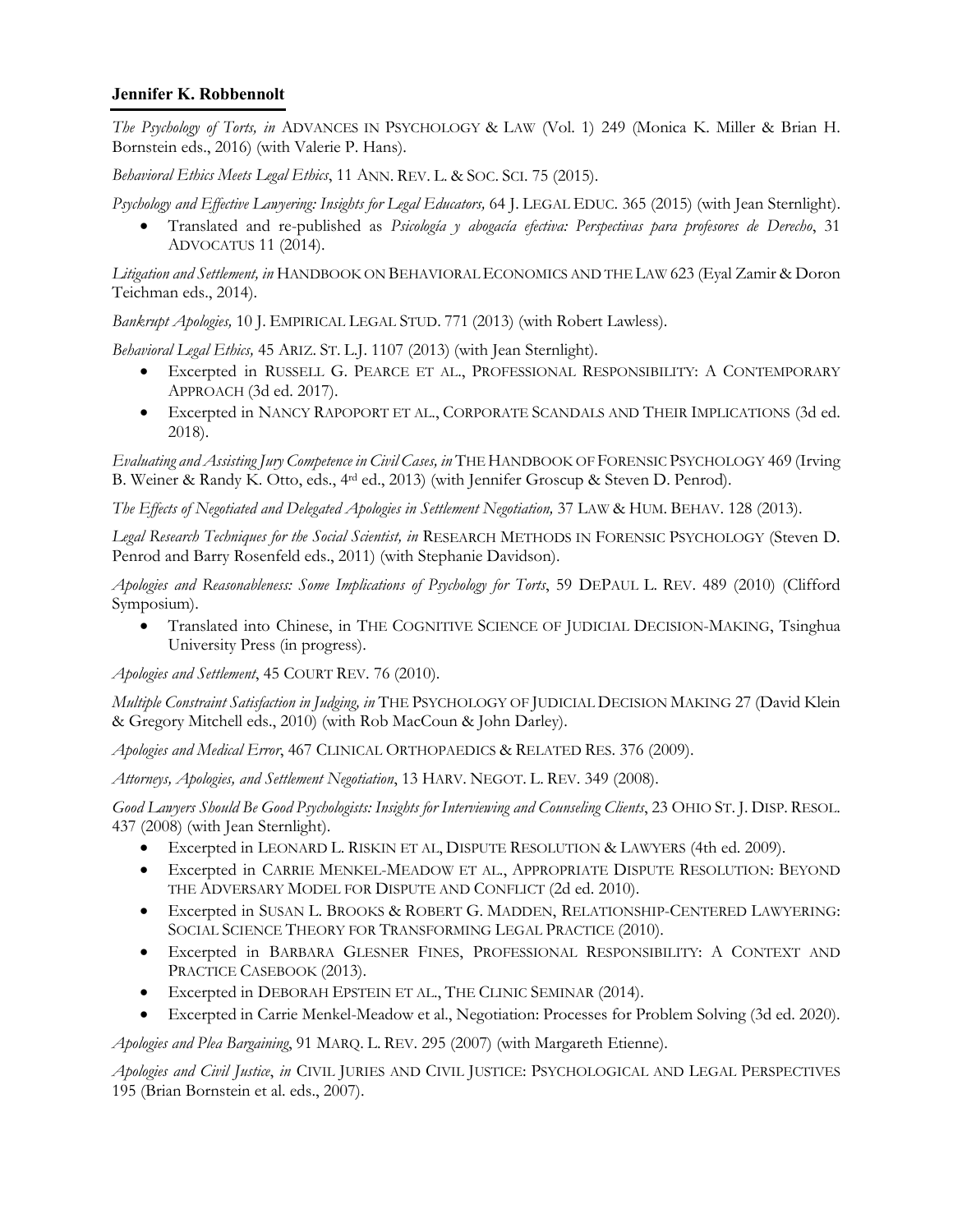**Jennifer K. Robbennolt**

*The Psychology of Torts, in* ADVANCES IN PSYCHOLOGY & LAW (Vol. 1) 249 (Monica K. Miller & Brian H. Bornstein eds., 2016) (with Valerie P. Hans).

*Behavioral Ethics Meets Legal Ethics*, 11 ANN. REV. L. & SOC. SCI. 75 (2015).

*Psychology and Effective Lawyering: Insights for Legal Educators,* 64 J. LEGAL EDUC. 365 (2015) (with Jean Sternlight).

- Translated and re-published as *Psicología y abogacía efectiva: Perspectivas para profesores de Derecho*, 31 ADVOCATUS 11 (2014).

*Litigation and Settlement, in* HANDBOOK ON BEHAVIORAL ECONOMICS AND THE LAW 623 (Eyal Zamir & Doron Teichman eds., 2014).

*Bankrupt Apologies,* 10 J. EMPIRICAL LEGAL STUD. 771 (2013) (with Robert Lawless).

*Behavioral Legal Ethics,* 45 ARIZ. ST. L.J. 1107 (2013) (with Jean Sternlight).

- Excerpted in RUSSELL G. PEARCE ET AL., PROFESSIONAL RESPONSIBILITY: A CONTEMPORARY APPROACH (3d ed. 2017).
- Excerpted in NANCY RAPOPORT ET AL., CORPORATE SCANDALS AND THEIR IMPLICATIONS (3d ed. 2018).

*Evaluating and Assisting Jury Competence in Civil Cases, in* THE HANDBOOK OF FORENSIC PSYCHOLOGY 469 (Irving B. Weiner & Randy K. Otto, eds., 4rd ed., 2013) (with Jennifer Groscup & Steven D. Penrod).

*The Effects of Negotiated and Delegated Apologies in Settlement Negotiation,* 37 LAW & HUM. BEHAV. 128 (2013).

*Legal Research Techniques for the Social Scientist, in* RESEARCH METHODS IN FORENSIC PSYCHOLOGY (Steven D. Penrod and Barry Rosenfeld eds., 2011) (with Stephanie Davidson).

*Apologies and Reasonableness: Some Implications of Psychology for Torts*, 59 DEPAUL L. REV. 489 (2010) (Clifford Symposium).

- Translated into Chinese, in THE COGNITIVE SCIENCE OF JUDICIAL DECISION-MAKING, Tsinghua University Press (in progress).

*Apologies and Settlement*, 45 COURT REV. 76 (2010).

*Multiple Constraint Satisfaction in Judging, in* THE PSYCHOLOGY OF JUDICIAL DECISION MAKING 27 (David Klein & Gregory Mitchell eds., 2010) (with Rob MacCoun & John Darley).

*Apologies and Medical Error*, 467 CLINICAL ORTHOPAEDICS & RELATED RES. 376 (2009).

*Attorneys, Apologies, and Settlement Negotiation*, 13 HARV. NEGOT. L. REV. 349 (2008).

*Good Lawyers Should Be Good Psychologists: Insights for Interviewing and Counseling Clients*, 23 OHIO ST. J. DISP. RESOL. 437 (2008) (with Jean Sternlight).

- Excerpted in LEONARD L. RISKIN ET AL, DISPUTE RESOLUTION & LAWYERS (4th ed. 2009).
- Excerpted in CARRIE MENKEL-MEADOW ET AL., APPROPRIATE DISPUTE RESOLUTION: BEYOND THE ADVERSARY MODEL FOR DISPUTE AND CONFLICT (2d ed. 2010).
- Excerpted in SUSAN L. BROOKS & ROBERT G. MADDEN, RELATIONSHIP-CENTERED LAWYERING: SOCIAL SCIENCE THEORY FOR TRANSFORMING LEGAL PRACTICE (2010).
- Excerpted in BARBARA GLESNER FINES, PROFESSIONAL RESPONSIBILITY: A CONTEXT AND PRACTICE CASEBOOK (2013).
- Excerpted in DEBORAH EPSTEIN ET AL., THE CLINIC SEMINAR (2014).
- Excerpted in Carrie Menkel-Meadow et al., Negotiation: Processes for Problem Solving (3d ed. 2020).

*Apologies and Plea Bargaining*, 91 MARQ. L. REV. 295 (2007) (with Margareth Etienne).

*Apologies and Civil Justice*, *in* CIVIL JURIES AND CIVIL JUSTICE: PSYCHOLOGICAL AND LEGAL PERSPECTIVES 195 (Brian Bornstein et al. eds., 2007).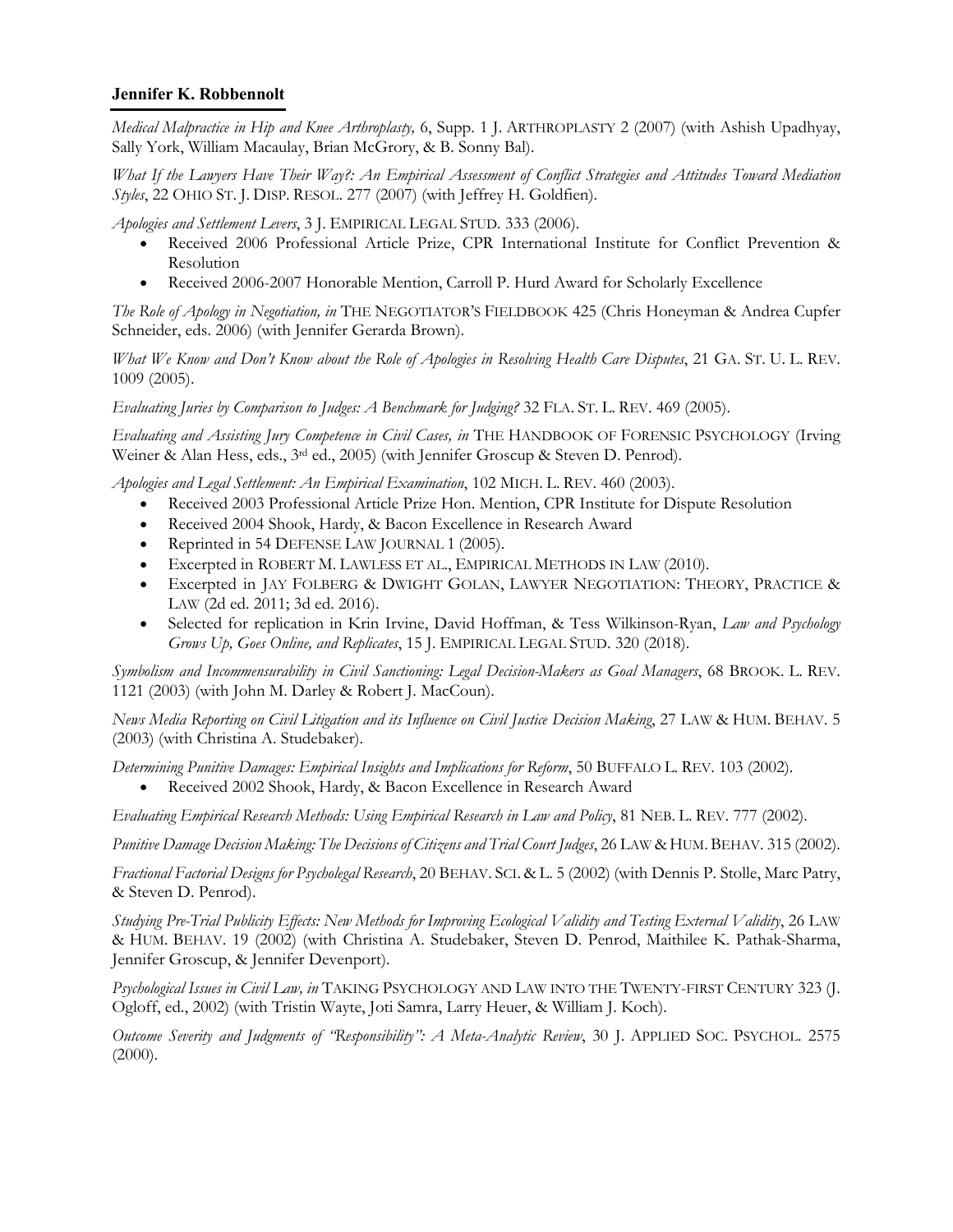**Jennifer K. Robbennolt**

*Medical Malpractice in Hip and Knee Arthroplasty,* 6, Supp. 1 J. ARTHROPLASTY 2 (2007) (with Ashish Upadhyay, Sally York, William Macaulay, Brian McGrory, & B. Sonny Bal).

*What If the Lawyers Have Their Way?: An Empirical Assessment of Conflict Strategies and Attitudes Toward Mediation Styles*, 22 OHIO ST. J. DISP. RESOL. 277 (2007) (with Jeffrey H. Goldfien).

*Apologies and Settlement Levers*, 3 J. EMPIRICAL LEGAL STUD. 333 (2006).

- Received 2006 Professional Article Prize, CPR International Institute for Conflict Prevention & Resolution
- Received 2006-2007 Honorable Mention, Carroll P. Hurd Award for Scholarly Excellence

*The Role of Apology in Negotiation, in* THE NEGOTIATOR'S FIELDBOOK 425 (Chris Honeyman & Andrea Cupfer Schneider, eds. 2006) (with Jennifer Gerarda Brown).

*What We Know and Don't Know about the Role of Apologies in Resolving Health Care Disputes*, 21 GA. ST. U. L. REV. 1009 (2005).

*Evaluating Juries by Comparison to Judges: A Benchmark for Judging?* 32 FLA. ST. L. REV. 469 (2005).

*Evaluating and Assisting Jury Competence in Civil Cases, in* THE HANDBOOK OF FORENSIC PSYCHOLOGY (Irving Weiner & Alan Hess, eds., 3rd ed., 2005) (with Jennifer Groscup & Steven D. Penrod).

*Apologies and Legal Settlement: An Empirical Examination*, 102 MICH. L. REV. 460 (2003).

- Received 2003 Professional Article Prize Hon. Mention, CPR Institute for Dispute Resolution
- Received 2004 Shook, Hardy, & Bacon Excellence in Research Award
- Reprinted in 54 DEFENSE LAW JOURNAL 1 (2005).
- Excerpted in ROBERT M. LAWLESS ET AL., EMPIRICAL METHODS IN LAW (2010).
- Excerpted in JAY FOLBERG & DWIGHT GOLAN, LAWYER NEGOTIATION: THEORY, PRACTICE & LAW (2d ed. 2011; 3d ed. 2016).
- Selected for replication in Krin Irvine, David Hoffman, & Tess Wilkinson-Ryan, *Law and Psychology Grows Up, Goes Online, and Replicates*, 15 J. EMPIRICAL LEGAL STUD. 320 (2018).

*Symbolism and Incommensurability in Civil Sanctioning: Legal Decision-Makers as Goal Managers*, 68 BROOK. L. REV. 1121 (2003) (with John M. Darley & Robert J. MacCoun).

*News Media Reporting on Civil Litigation and its Influence on Civil Justice Decision Making*, 27 LAW & HUM. BEHAV. 5 (2003) (with Christina A. Studebaker).

*Determining Punitive Damages: Empirical Insights and Implications for Reform*, 50 BUFFALO L. REV. 103 (2002).

- Received 2002 Shook, Hardy, & Bacon Excellence in Research Award

*Evaluating Empirical Research Methods: Using Empirical Research in Law and Policy*, 81 NEB. L. REV. 777 (2002).

*Punitive Damage Decision Making: The Decisions of Citizens and Trial Court Judges*, 26 LAW & HUM. BEHAV. 315 (2002).

*Fractional Factorial Designs for Psycholegal Research*, 20 BEHAV. SCI. & L. 5 (2002) (with Dennis P. Stolle, Marc Patry, & Steven D. Penrod).

*Studying Pre-Trial Publicity Effects: New Methods for Improving Ecological Validity and Testing External Validity*, 26 LAW & HUM. BEHAV. 19 (2002) (with Christina A. Studebaker, Steven D. Penrod, Maithilee K. Pathak-Sharma, Jennifer Groscup, & Jennifer Devenport).

*Psychological Issues in Civil Law, in* TAKING PSYCHOLOGY AND LAW INTO THE TWENTY-FIRST CENTURY 323 (J. Ogloff, ed., 2002) (with Tristin Wayte, Joti Samra, Larry Heuer, & William J. Koch).

*Outcome Severity and Judgments of "Responsibility": A Meta-Analytic Review*, 30 J. APPLIED SOC. PSYCHOL. 2575 (2000).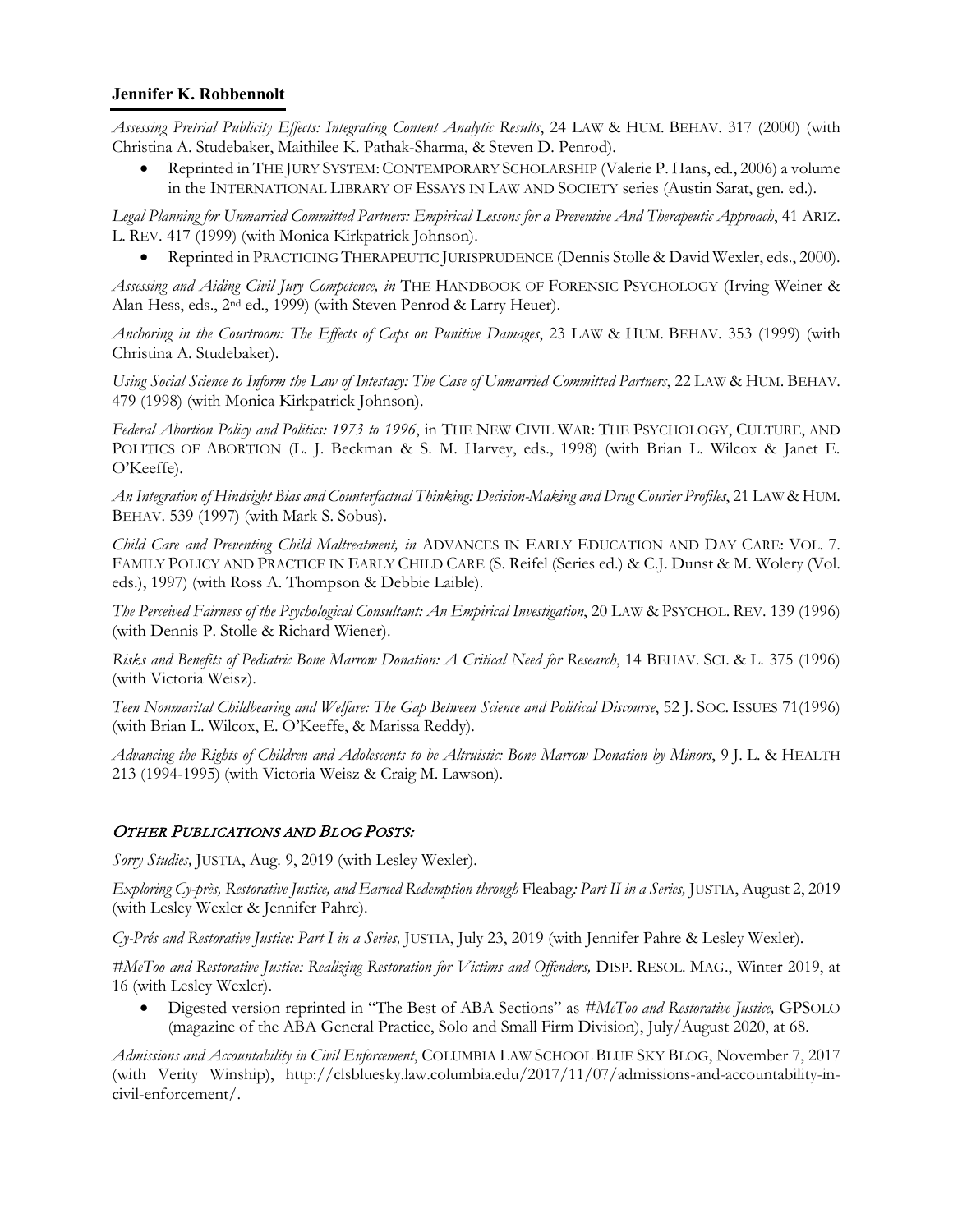**Jennifer K. Robbennolt**

*Assessing Pretrial Publicity Effects: Integrating Content Analytic Results*, 24 LAW & HUM. BEHAV. 317 (2000) (with Christina A. Studebaker, Maithilee K. Pathak-Sharma, & Steven D. Penrod).

- Reprinted in THE JURY SYSTEM: CONTEMPORARY SCHOLARSHIP (Valerie P. Hans, ed., 2006) a volume in the INTERNATIONAL LIBRARY OF ESSAYS IN LAW AND SOCIETY series (Austin Sarat, gen. ed.).

*Legal Planning for Unmarried Committed Partners: Empirical Lessons for a Preventive And Therapeutic Approach*, 41 ARIZ. L. REV. 417 (1999) (with Monica Kirkpatrick Johnson).

- Reprinted in PRACTICING THERAPEUTIC JURISPRUDENCE (Dennis Stolle & David Wexler, eds., 2000).

*Assessing and Aiding Civil Jury Competence, in* THE HANDBOOK OF FORENSIC PSYCHOLOGY (Irving Weiner & Alan Hess, eds., 2nd ed., 1999) (with Steven Penrod & Larry Heuer).

*Anchoring in the Courtroom: The Effects of Caps on Punitive Damages*, 23 LAW & HUM. BEHAV. 353 (1999) (with Christina A. Studebaker).

*Using Social Science to Inform the Law of Intestacy: The Case of Unmarried Committed Partners*, 22 LAW & HUM. BEHAV. 479 (1998) (with Monica Kirkpatrick Johnson).

*Federal Abortion Policy and Politics: 1973 to 1996*, in THE NEW CIVIL WAR: THE PSYCHOLOGY, CULTURE, AND POLITICS OF ABORTION (L. J. Beckman & S. M. Harvey, eds., 1998) (with Brian L. Wilcox & Janet E. O'Keeffe).

*An Integration of Hindsight Bias and Counterfactual Thinking: Decision-Making and Drug Courier Profiles*, 21 LAW & HUM. BEHAV. 539 (1997) (with Mark S. Sobus).

*Child Care and Preventing Child Maltreatment, in* ADVANCES IN EARLY EDUCATION AND DAY CARE: VOL. 7. FAMILY POLICY AND PRACTICE IN EARLY CHILD CARE (S. Reifel (Series ed.) & C.J. Dunst & M. Wolery (Vol. eds.), 1997) (with Ross A. Thompson & Debbie Laible).

*The Perceived Fairness of the Psychological Consultant: An Empirical Investigation*, 20 LAW & PSYCHOL. REV. 139 (1996) (with Dennis P. Stolle & Richard Wiener).

*Risks and Benefits of Pediatric Bone Marrow Donation: A Critical Need for Research*, 14 BEHAV. SCI. & L. 375 (1996) (with Victoria Weisz).

*Teen Nonmarital Childbearing and Welfare: The Gap Between Science and Political Discourse*, 52 J. SOC. ISSUES 71(1996) (with Brian L. Wilcox, E. O'Keeffe, & Marissa Reddy).

*Advancing the Rights of Children and Adolescents to be Altruistic: Bone Marrow Donation by Minors*, 9 J. L. & HEALTH 213 (1994-1995) (with Victoria Weisz & Craig M. Lawson).

## *OTHER PUBLICATIONS AND BLOG POSTS:*

*Sorry Studies,* JUSTIA, Aug. 9, 2019 (with Lesley Wexler).

*Exploring Cy-près, Restorative Justice, and Earned Redemption through* Fleabag*: Part II in a Series,* JUSTIA, August 2, 2019 (with Lesley Wexler & Jennifer Pahre).

*Cy-Prés and Restorative Justice: Part I in a Series,* JUSTIA, July 23, 2019 (with Jennifer Pahre & Lesley Wexler).

*#MeToo and Restorative Justice: Realizing Restoration for Victims and Offenders,* DISP. RESOL. MAG., Winter 2019, at 16 (with Lesley Wexler).

- Digested version reprinted in "The Best of ABA Sections" as *#MeToo and Restorative Justice,* GPSOLO (magazine of the ABA General Practice, Solo and Small Firm Division), July/August 2020, at 68.

*Admissions and Accountability in Civil Enforcement*, COLUMBIA LAW SCHOOL BLUE SKY BLOG, November 7, 2017 (with Verity Winship), http://clsbluesky.law.columbia.edu/2017/11/07/admissions-and-accountability-in-civil-enforcement/.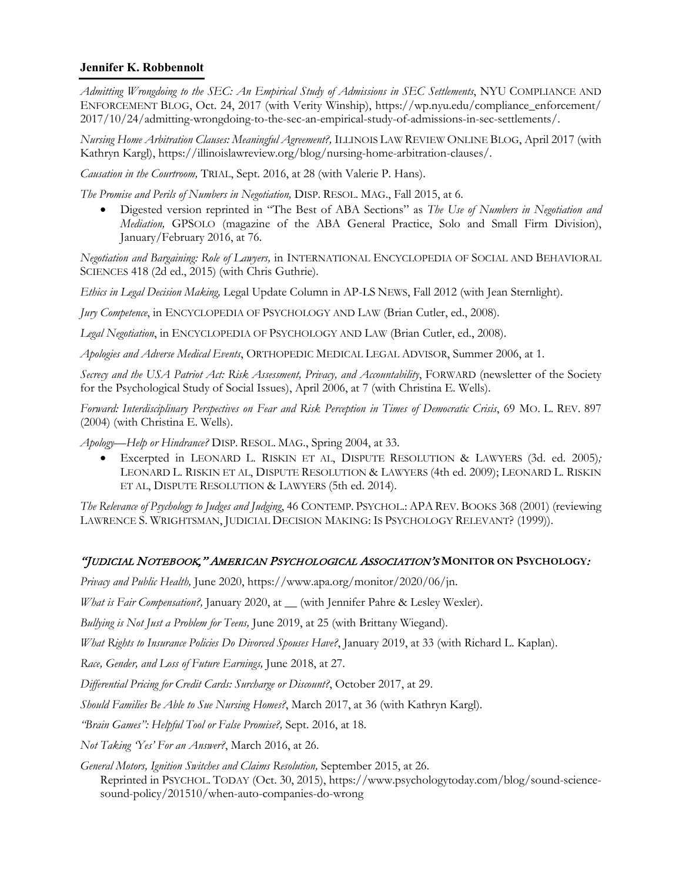**Jennifer K. Robbennolt**

*Admitting Wrongdoing to the SEC: An Empirical Study of Admissions in SEC Settlements*, NYU COMPLIANCE AND ENFORCEMENT BLOG, Oct. 24, 2017 (with Verity Winship), https://wp.nyu.edu/compliance_enforcement/2017/10/24/admitting-wrongdoing-to-the-sec-an-empirical-study-of-admissions-in-sec-settlements/.

*Nursing Home Arbitration Clauses: Meaningful Agreement?,* ILLINOIS LAW REVIEW ONLINE BLOG, April 2017 (with Kathryn Kargl), https://illinoislawreview.org/blog/nursing-home-arbitration-clauses/.

*Causation in the Courtroom,* TRIAL, Sept. 2016, at 28 (with Valerie P. Hans).

*The Promise and Perils of Numbers in Negotiation,* DISP. RESOL. MAG., Fall 2015, at 6.

- Digested version reprinted in "The Best of ABA Sections" as *The Use of Numbers in Negotiation and Mediation,* GPSOLO (magazine of the ABA General Practice, Solo and Small Firm Division), January/February 2016, at 76.

*Negotiation and Bargaining: Role of Lawyers,* in INTERNATIONAL ENCYCLOPEDIA OF SOCIAL AND BEHAVIORAL SCIENCES 418 (2d ed., 2015) (with Chris Guthrie).

*Ethics in Legal Decision Making,* Legal Update Column in AP-LS NEWS, Fall 2012 (with Jean Sternlight).

*Jury Competence*, in ENCYCLOPEDIA OF PSYCHOLOGY AND LAW (Brian Cutler, ed., 2008).

*Legal Negotiation*, in ENCYCLOPEDIA OF PSYCHOLOGY AND LAW (Brian Cutler, ed., 2008).

*Apologies and Adverse Medical Events*, ORTHOPEDIC MEDICAL LEGAL ADVISOR, Summer 2006, at 1.

*Secrecy and the USA Patriot Act: Risk Assessment, Privacy, and Accountability*, FORWARD (newsletter of the Society for the Psychological Study of Social Issues), April 2006, at 7 (with Christina E. Wells).

*Forward: Interdisciplinary Perspectives on Fear and Risk Perception in Times of Democratic Crisis*, 69 MO. L. REV. 897 (2004) (with Christina E. Wells).

*Apology—Help or Hindrance?* DISP. RESOL. MAG., Spring 2004, at 33.

- Excerpted in LEONARD L. RISKIN ET AL, DISPUTE RESOLUTION & LAWYERS (3d. ed. 2005); LEONARD L. RISKIN ET AL, DISPUTE RESOLUTION & LAWYERS (4th ed. 2009); LEONARD L. RISKIN ET AL, DISPUTE RESOLUTION & LAWYERS (5th ed. 2014).

*The Relevance of Psychology to Judges and Judging*, 46 CONTEMP. PSYCHOL.: APA REV. BOOKS 368 (2001) (reviewing LAWRENCE S. WRIGHTSMAN, JUDICIAL DECISION MAKING: IS PSYCHOLOGY RELEVANT? (1999)).

### *"JUDICIAL NOTEBOOK," AMERICAN PSYCHOLOGICAL ASSOCIATION'S* MONITOR ON PSYCHOLOGY*:*

*Privacy and Public Health,* June 2020, https://www.apa.org/monitor/2020/06/jn.

*What is Fair Compensation?,* January 2020, at __ (with Jennifer Pahre & Lesley Wexler).

*Bullying is Not Just a Problem for Teens,* June 2019, at 25 (with Brittany Wiegand).

*What Rights to Insurance Policies Do Divorced Spouses Have?*, January 2019, at 33 (with Richard L. Kaplan).

*Race, Gender, and Loss of Future Earnings,* June 2018, at 27.

*Differential Pricing for Credit Cards: Surcharge or Discount?*, October 2017, at 29.

*Should Families Be Able to Sue Nursing Homes?*, March 2017, at 36 (with Kathryn Kargl).

*"Brain Games": Helpful Tool or False Promise?,* Sept. 2016, at 18.

*Not Taking 'Yes' For an Answer?*, March 2016, at 26.

*General Motors, Ignition Switches and Claims Resolution,* September 2015, at 26.
Reprinted in PSYCHOL. TODAY (Oct. 30, 2015), https://www.psychologytoday.com/blog/sound-science-sound-policy/201510/when-auto-companies-do-wrong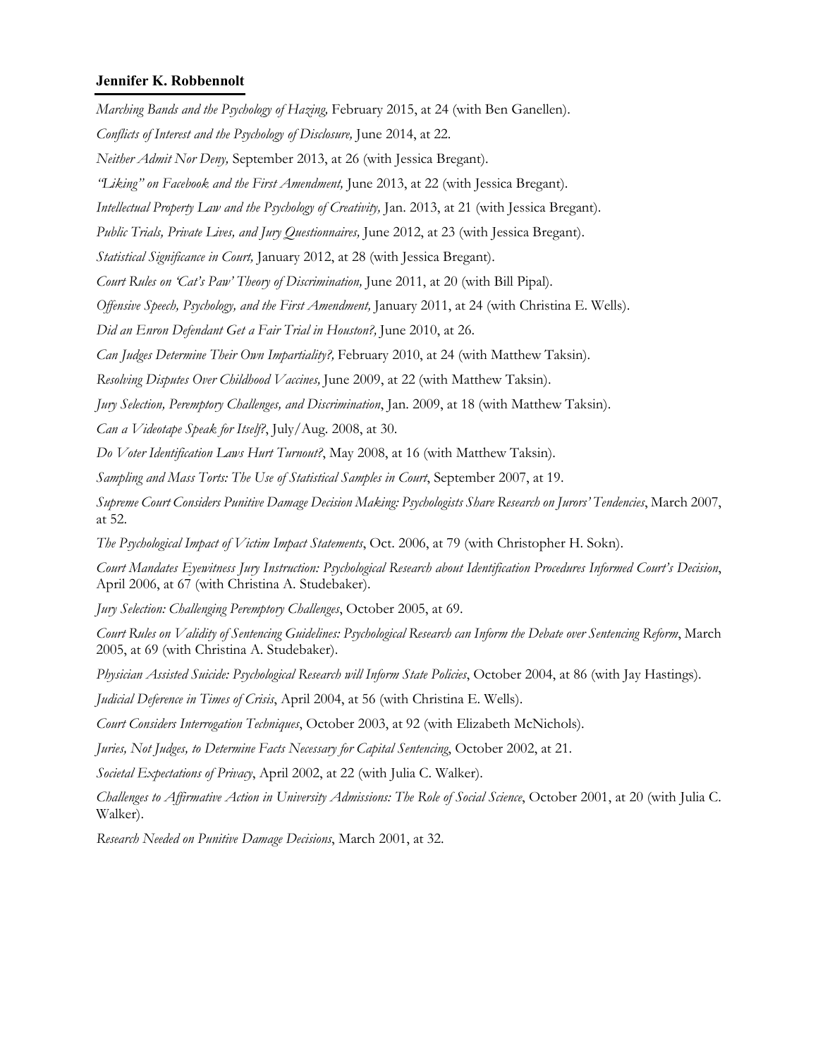**Jennifer K. Robbennolt**

*Marching Bands and the Psychology of Hazing,* February 2015, at 24 (with Ben Ganellen).

*Conflicts of Interest and the Psychology of Disclosure,* June 2014, at 22.

*Neither Admit Nor Deny,* September 2013, at 26 (with Jessica Bregant).

*"Liking" on Facebook and the First Amendment,* June 2013, at 22 (with Jessica Bregant).

*Intellectual Property Law and the Psychology of Creativity,* Jan. 2013, at 21 (with Jessica Bregant).

*Public Trials, Private Lives, and Jury Questionnaires,* June 2012, at 23 (with Jessica Bregant).

*Statistical Significance in Court,* January 2012, at 28 (with Jessica Bregant).

*Court Rules on 'Cat's Paw' Theory of Discrimination,* June 2011, at 20 (with Bill Pipal).

*Offensive Speech, Psychology, and the First Amendment,* January 2011, at 24 (with Christina E. Wells).

*Did an Enron Defendant Get a Fair Trial in Houston?,* June 2010, at 26.

*Can Judges Determine Their Own Impartiality?,* February 2010, at 24 (with Matthew Taksin).

*Resolving Disputes Over Childhood Vaccines,* June 2009, at 22 (with Matthew Taksin).

*Jury Selection, Peremptory Challenges, and Discrimination*, Jan. 2009, at 18 (with Matthew Taksin).

*Can a Videotape Speak for Itself?*, July/Aug. 2008, at 30.

*Do Voter Identification Laws Hurt Turnout?*, May 2008, at 16 (with Matthew Taksin).

*Sampling and Mass Torts: The Use of Statistical Samples in Court*, September 2007, at 19.

*Supreme Court Considers Punitive Damage Decision Making: Psychologists Share Research on Jurors' Tendencies*, March 2007, at 52.

*The Psychological Impact of Victim Impact Statements*, Oct. 2006, at 79 (with Christopher H. Sokn).

*Court Mandates Eyewitness Jury Instruction: Psychological Research about Identification Procedures Informed Court's Decision*, April 2006, at 67 (with Christina A. Studebaker).

*Jury Selection: Challenging Peremptory Challenges*, October 2005, at 69.

*Court Rules on Validity of Sentencing Guidelines: Psychological Research can Inform the Debate over Sentencing Reform*, March 2005, at 69 (with Christina A. Studebaker).

*Physician Assisted Suicide: Psychological Research will Inform State Policies*, October 2004, at 86 (with Jay Hastings).

*Judicial Deference in Times of Crisis*, April 2004, at 56 (with Christina E. Wells).

*Court Considers Interrogation Techniques*, October 2003, at 92 (with Elizabeth McNichols).

*Juries, Not Judges, to Determine Facts Necessary for Capital Sentencing*, October 2002, at 21.

*Societal Expectations of Privacy*, April 2002, at 22 (with Julia C. Walker).

*Challenges to Affirmative Action in University Admissions: The Role of Social Science*, October 2001, at 20 (with Julia C. Walker).

*Research Needed on Punitive Damage Decisions*, March 2001, at 32.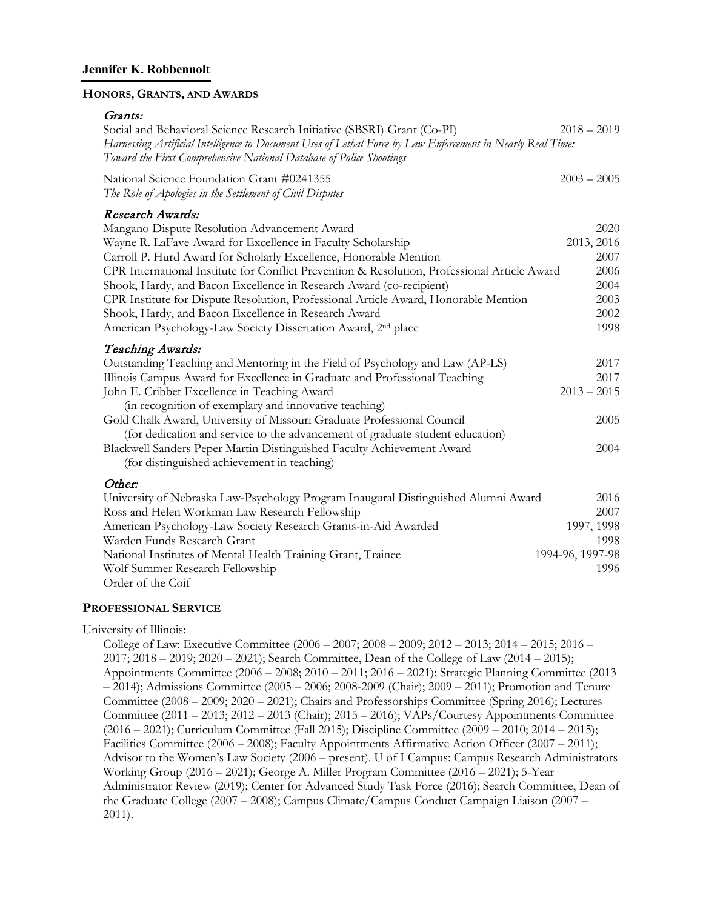**Jennifer K. Robbennolt**

## HONORS, GRANTS, AND AWARDS

### *Grants:*

Social and Behavioral Science Research Initiative (SBSRI) Grant (Co-PI) 2018 – 2019
*Harnessing Artificial Intelligence to Document Uses of Lethal Force by Law Enforcement in Nearly Real Time: Toward the First Comprehensive National Database of Police Shootings*

National Science Foundation Grant #0241355 2003 – 2005
*The Role of Apologies in the Settlement of Civil Disputes*

### *Research Awards:*

Mangano Dispute Resolution Advancement Award 2020
Wayne R. LaFave Award for Excellence in Faculty Scholarship 2013, 2016
Carroll P. Hurd Award for Scholarly Excellence, Honorable Mention 2007
CPR International Institute for Conflict Prevention & Resolution, Professional Article Award 2006
Shook, Hardy, and Bacon Excellence in Research Award (co-recipient) 2004
CPR Institute for Dispute Resolution, Professional Article Award, Honorable Mention 2003
Shook, Hardy, and Bacon Excellence in Research Award 2002
American Psychology-Law Society Dissertation Award, 2nd place 1998

### *Teaching Awards:*

Outstanding Teaching and Mentoring in the Field of Psychology and Law (AP-LS) 2017
Illinois Campus Award for Excellence in Graduate and Professional Teaching 2017
John E. Cribbet Excellence in Teaching Award 2013 – 2015
(in recognition of exemplary and innovative teaching)
Gold Chalk Award, University of Missouri Graduate Professional Council 2005
(for dedication and service to the advancement of graduate student education)
Blackwell Sanders Peper Martin Distinguished Faculty Achievement Award 2004
(for distinguished achievement in teaching)

### *Other:*

University of Nebraska Law-Psychology Program Inaugural Distinguished Alumni Award 2016
Ross and Helen Workman Law Research Fellowship 2007
American Psychology-Law Society Research Grants-in-Aid Awarded 1997, 1998
Warden Funds Research Grant 1998
National Institutes of Mental Health Training Grant, Trainee 1994-96, 1997-98
Wolf Summer Research Fellowship 1996
Order of the Coif

## PROFESSIONAL SERVICE

University of Illinois:

College of Law: Executive Committee (2006 – 2007; 2008 – 2009; 2012 – 2013; 2014 – 2015; 2016 – 2017; 2018 – 2019; 2020 – 2021); Search Committee, Dean of the College of Law (2014 – 2015); Appointments Committee (2006 – 2008; 2010 – 2011; 2016 – 2021); Strategic Planning Committee (2013 – 2014); Admissions Committee (2005 – 2006; 2008-2009 (Chair); 2009 – 2011); Promotion and Tenure Committee (2008 – 2009; 2020 – 2021); Chairs and Professorships Committee (Spring 2016); Lectures Committee (2011 – 2013; 2012 – 2013 (Chair); 2015 – 2016); VAPs/Courtesy Appointments Committee (2016 – 2021); Curriculum Committee (Fall 2015); Discipline Committee (2009 – 2010; 2014 – 2015); Facilities Committee (2006 – 2008); Faculty Appointments Affirmative Action Officer (2007 – 2011); Advisor to the Women's Law Society (2006 – present). U of I Campus: Campus Research Administrators Working Group (2016 – 2021); George A. Miller Program Committee (2016 – 2021); 5-Year Administrator Review (2019); Center for Advanced Study Task Force (2016); Search Committee, Dean of the Graduate College (2007 – 2008); Campus Climate/Campus Conduct Campaign Liaison (2007 – 2011).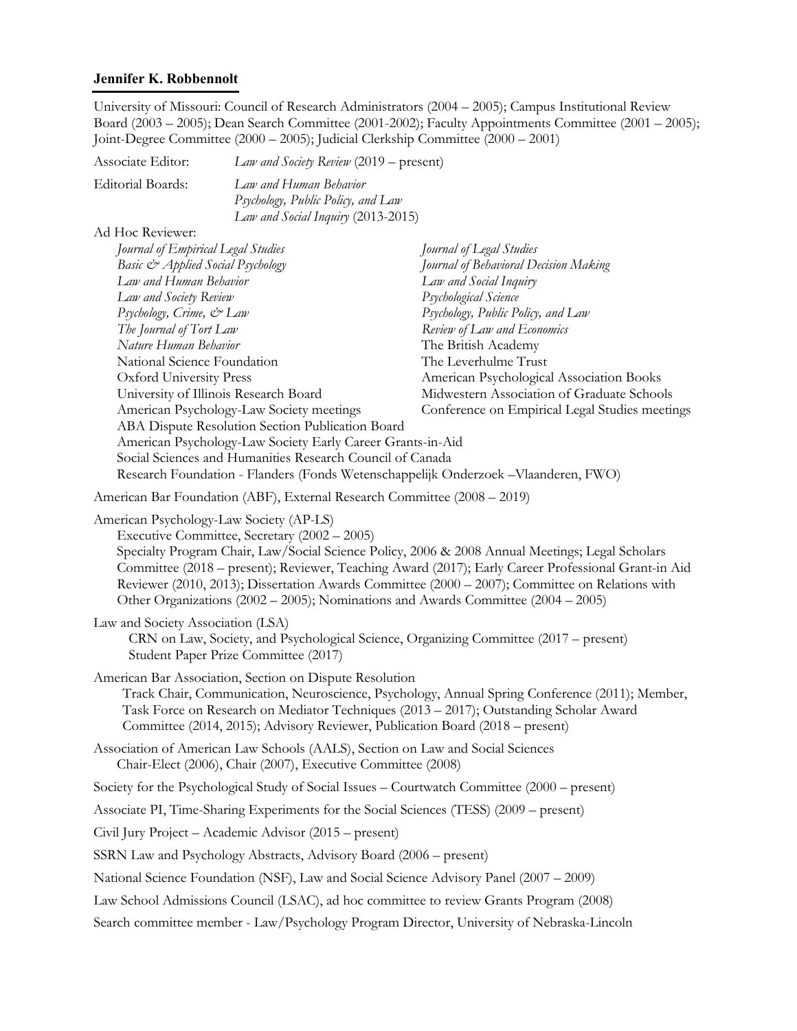**Jennifer K. Robbennolt**

University of Missouri: Council of Research Administrators (2004 – 2005); Campus Institutional Review Board (2003 – 2005); Dean Search Committee (2001-2002); Faculty Appointments Committee (2001 – 2005); Joint-Degree Committee (2000 – 2005); Judicial Clerkship Committee (2000 – 2001)

Associate Editor: *Law and Society Review* (2019 – present)

Editorial Boards: *Law and Human Behavior*
*Psychology, Public Policy, and Law*
*Law and Social Inquiry* (2013-2015)

Ad Hoc Reviewer:

- *Journal of Empirical Legal Studies*
- *Journal of Legal Studies*
- *Basic & Applied Social Psychology*
- *Journal of Behavioral Decision Making*
- *Law and Human Behavior*
- *Law and Social Inquiry*
- *Law and Society Review*
- *Psychological Science*
- *Psychology, Crime, & Law*
- *Psychology, Public Policy, and Law*
- *The Journal of Tort Law*
- *Review of Law and Economics*
- *Nature Human Behavior*
- The British Academy
- National Science Foundation
- The Leverhulme Trust
- Oxford University Press
- American Psychological Association Books
- University of Illinois Research Board
- Midwestern Association of Graduate Schools
- American Psychology-Law Society meetings
- Conference on Empirical Legal Studies meetings
- ABA Dispute Resolution Section Publication Board
- American Psychology-Law Society Early Career Grants-in-Aid
- Social Sciences and Humanities Research Council of Canada
- Research Foundation - Flanders (Fonds Wetenschappelijk Onderzoek –Vlaanderen, FWO)

American Bar Foundation (ABF), External Research Committee (2008 – 2019)

American Psychology-Law Society (AP-LS)
Executive Committee, Secretary (2002 – 2005)
Specialty Program Chair, Law/Social Science Policy, 2006 & 2008 Annual Meetings; Legal Scholars Committee (2018 – present); Reviewer, Teaching Award (2017); Early Career Professional Grant-in Aid Reviewer (2010, 2013); Dissertation Awards Committee (2000 – 2007); Committee on Relations with Other Organizations (2002 – 2005); Nominations and Awards Committee (2004 – 2005)

Law and Society Association (LSA)
CRN on Law, Society, and Psychological Science, Organizing Committee (2017 – present)
Student Paper Prize Committee (2017)

American Bar Association, Section on Dispute Resolution
Track Chair, Communication, Neuroscience, Psychology, Annual Spring Conference (2011); Member, Task Force on Research on Mediator Techniques (2013 – 2017); Outstanding Scholar Award Committee (2014, 2015); Advisory Reviewer, Publication Board (2018 – present)

Association of American Law Schools (AALS), Section on Law and Social Sciences
Chair-Elect (2006), Chair (2007), Executive Committee (2008)

Society for the Psychological Study of Social Issues – Courtwatch Committee (2000 – present)

Associate PI, Time-Sharing Experiments for the Social Sciences (TESS) (2009 – present)

Civil Jury Project – Academic Advisor (2015 – present)

SSRN Law and Psychology Abstracts, Advisory Board (2006 – present)

National Science Foundation (NSF), Law and Social Science Advisory Panel (2007 – 2009)

Law School Admissions Council (LSAC), ad hoc committee to review Grants Program (2008)

Search committee member - Law/Psychology Program Director, University of Nebraska-Lincoln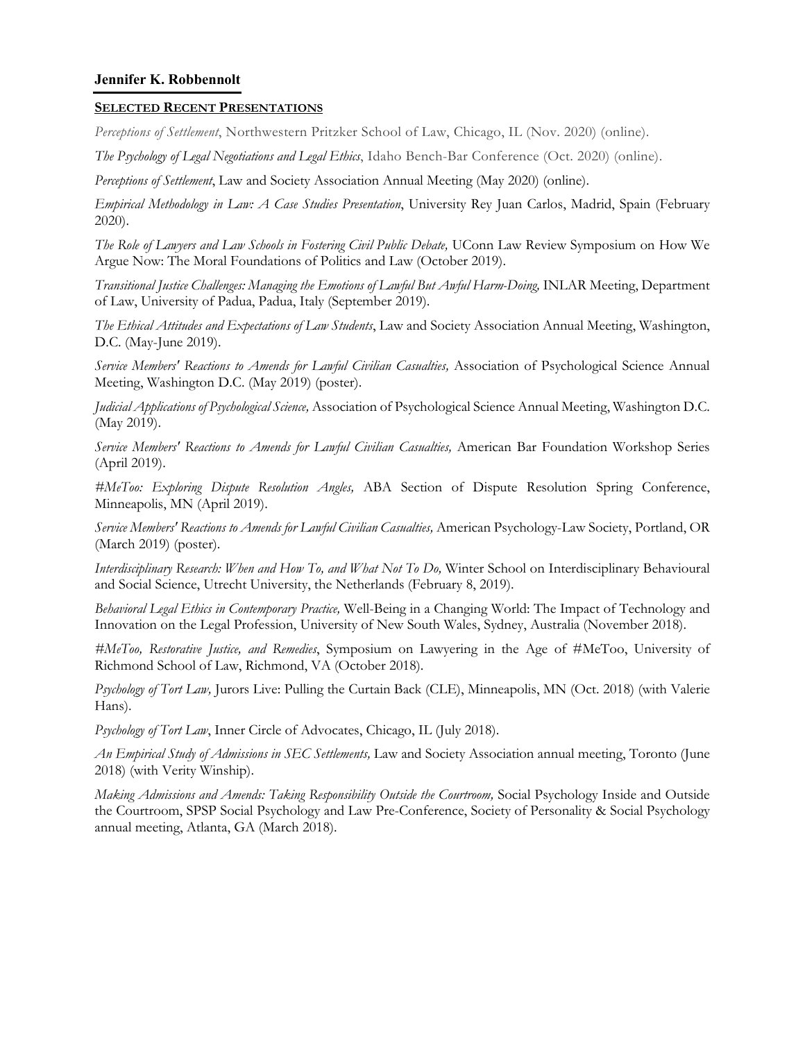**Jennifer K. Robbennolt**

**SELECTED RECENT PRESENTATIONS**

*Perceptions of Settlement*, Northwestern Pritzker School of Law, Chicago, IL (Nov. 2020) (online).

*The Psychology of Legal Negotiations and Legal Ethics*, Idaho Bench-Bar Conference (Oct. 2020) (online).

*Perceptions of Settlement*, Law and Society Association Annual Meeting (May 2020) (online).

*Empirical Methodology in Law: A Case Studies Presentation*, University Rey Juan Carlos, Madrid, Spain (February 2020).

*The Role of Lawyers and Law Schools in Fostering Civil Public Debate,* UConn Law Review Symposium on How We Argue Now: The Moral Foundations of Politics and Law (October 2019).

*Transitional Justice Challenges: Managing the Emotions of Lawful But Awful Harm-Doing,* INLAR Meeting, Department of Law, University of Padua, Padua, Italy (September 2019).

*The Ethical Attitudes and Expectations of Law Students*, Law and Society Association Annual Meeting, Washington, D.C. (May-June 2019).

*Service Members' Reactions to Amends for Lawful Civilian Casualties,* Association of Psychological Science Annual Meeting, Washington D.C. (May 2019) (poster).

*Judicial Applications of Psychological Science,* Association of Psychological Science Annual Meeting, Washington D.C. (May 2019).

*Service Members' Reactions to Amends for Lawful Civilian Casualties,* American Bar Foundation Workshop Series (April 2019).

*#MeToo: Exploring Dispute Resolution Angles,* ABA Section of Dispute Resolution Spring Conference, Minneapolis, MN (April 2019).

*Service Members' Reactions to Amends for Lawful Civilian Casualties,* American Psychology-Law Society, Portland, OR (March 2019) (poster).

*Interdisciplinary Research: When and How To, and What Not To Do,* Winter School on Interdisciplinary Behavioural and Social Science, Utrecht University, the Netherlands (February 8, 2019).

*Behavioral Legal Ethics in Contemporary Practice,* Well-Being in a Changing World: The Impact of Technology and Innovation on the Legal Profession, University of New South Wales, Sydney, Australia (November 2018).

*#MeToo, Restorative Justice, and Remedies*, Symposium on Lawyering in the Age of #MeToo, University of Richmond School of Law, Richmond, VA (October 2018).

*Psychology of Tort Law,* Jurors Live: Pulling the Curtain Back (CLE), Minneapolis, MN (Oct. 2018) (with Valerie Hans).

*Psychology of Tort Law*, Inner Circle of Advocates, Chicago, IL (July 2018).

*An Empirical Study of Admissions in SEC Settlements,* Law and Society Association annual meeting, Toronto (June 2018) (with Verity Winship).

*Making Admissions and Amends: Taking Responsibility Outside the Courtroom,* Social Psychology Inside and Outside the Courtroom, SPSP Social Psychology and Law Pre-Conference, Society of Personality & Social Psychology annual meeting, Atlanta, GA (March 2018).